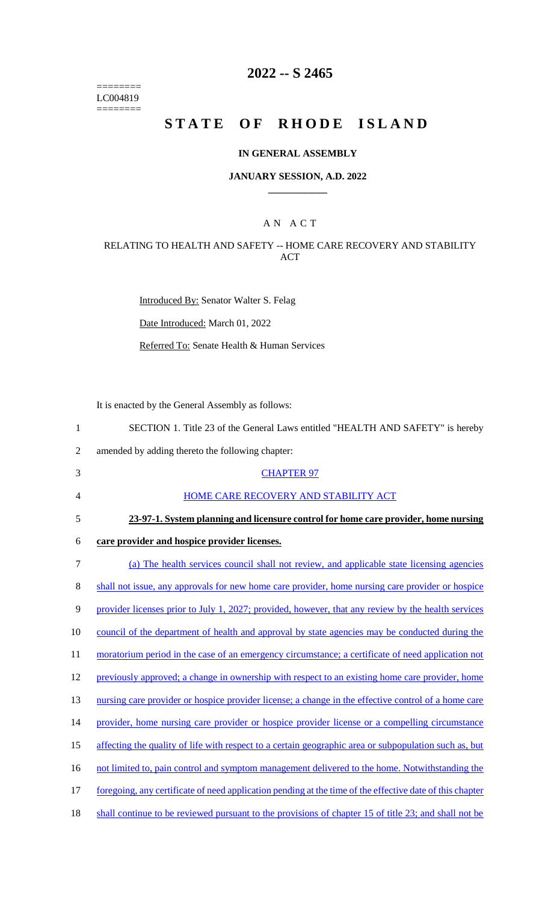========
LC004819
========

# 2022 -- S 2465

# STATE OF RHODE ISLAND

### IN GENERAL ASSEMBLY

### JANUARY SESSION, A.D. 2022

## A N A C T

### RELATING TO HEALTH AND SAFETY -- HOME CARE RECOVERY AND STABILITY ACT

Introduced By: Senator Walter S. Felag

Date Introduced: March 01, 2022

Referred To: Senate Health & Human Services

It is enacted by the General Assembly as follows:

1 SECTION 1. Title 23 of the General Laws entitled "HEALTH AND SAFETY" is hereby
2 amended by adding thereto the following chapter:
3 CHAPTER 97
4 HOME CARE RECOVERY AND STABILITY ACT
5 **23-97-1. System planning and licensure control for home care provider, home nursing**
6 **care provider and hospice provider licenses.**
7 (a) The health services council shall not review, and applicable state licensing agencies
8 shall not issue, any approvals for new home care provider, home nursing care provider or hospice
9 provider licenses prior to July 1, 2027; provided, however, that any review by the health services
10 council of the department of health and approval by state agencies may be conducted during the
11 moratorium period in the case of an emergency circumstance; a certificate of need application not
12 previously approved; a change in ownership with respect to an existing home care provider, home
13 nursing care provider or hospice provider license; a change in the effective control of a home care
14 provider, home nursing care provider or hospice provider license or a compelling circumstance
15 affecting the quality of life with respect to a certain geographic area or subpopulation such as, but
16 not limited to, pain control and symptom management delivered to the home. Notwithstanding the
17 foregoing, any certificate of need application pending at the time of the effective date of this chapter
18 shall continue to be reviewed pursuant to the provisions of chapter 15 of title 23; and shall not be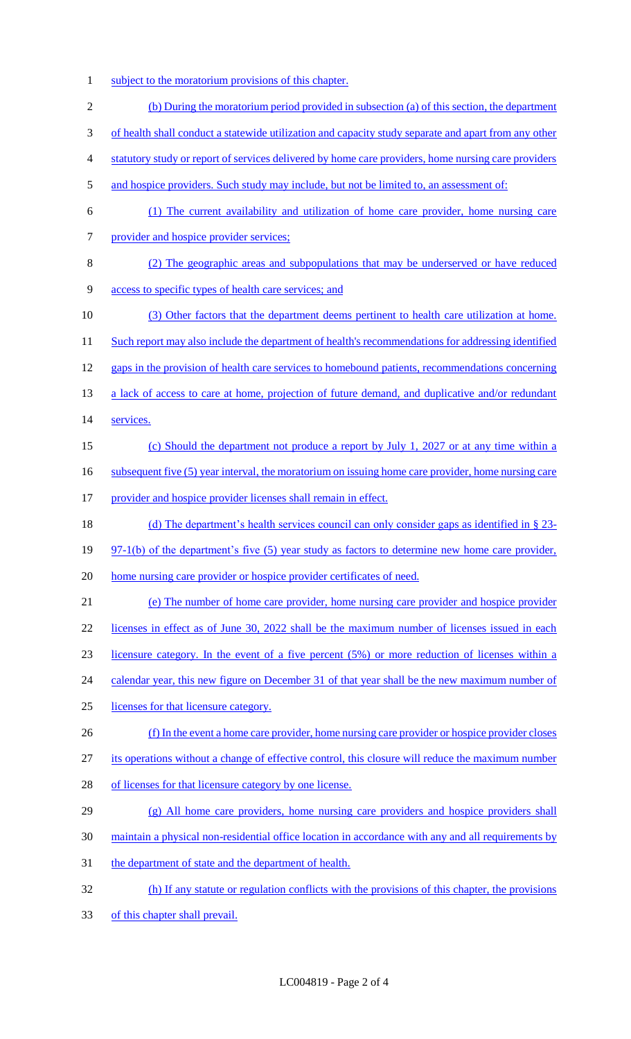subject to the moratorium provisions of this chapter.

(b) During the moratorium period provided in subsection (a) of this section, the department of health shall conduct a statewide utilization and capacity study separate and apart from any other statutory study or report of services delivered by home care providers, home nursing care providers and hospice providers. Such study may include, but not be limited to, an assessment of:

(1) The current availability and utilization of home care provider, home nursing care provider and hospice provider services;

(2) The geographic areas and subpopulations that may be underserved or have reduced access to specific types of health care services; and

(3) Other factors that the department deems pertinent to health care utilization at home. Such report may also include the department of health's recommendations for addressing identified gaps in the provision of health care services to homebound patients, recommendations concerning a lack of access to care at home, projection of future demand, and duplicative and/or redundant services.

(c) Should the department not produce a report by July 1, 2027 or at any time within a subsequent five (5) year interval, the moratorium on issuing home care provider, home nursing care provider and hospice provider licenses shall remain in effect.

(d) The department's health services council can only consider gaps as identified in § 23-97-1(b) of the department's five (5) year study as factors to determine new home care provider, home nursing care provider or hospice provider certificates of need.

(e) The number of home care provider, home nursing care provider and hospice provider licenses in effect as of June 30, 2022 shall be the maximum number of licenses issued in each licensure category. In the event of a five percent (5%) or more reduction of licenses within a calendar year, this new figure on December 31 of that year shall be the new maximum number of licenses for that licensure category.

(f) In the event a home care provider, home nursing care provider or hospice provider closes its operations without a change of effective control, this closure will reduce the maximum number of licenses for that licensure category by one license.

(g) All home care providers, home nursing care providers and hospice providers shall maintain a physical non-residential office location in accordance with any and all requirements by the department of state and the department of health.

(h) If any statute or regulation conflicts with the provisions of this chapter, the provisions of this chapter shall prevail.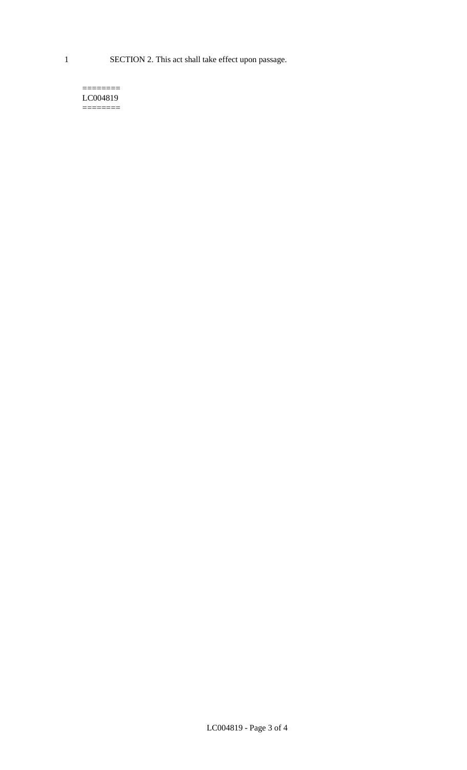1 SECTION 2. This act shall take effect upon passage.

========
LC004819
========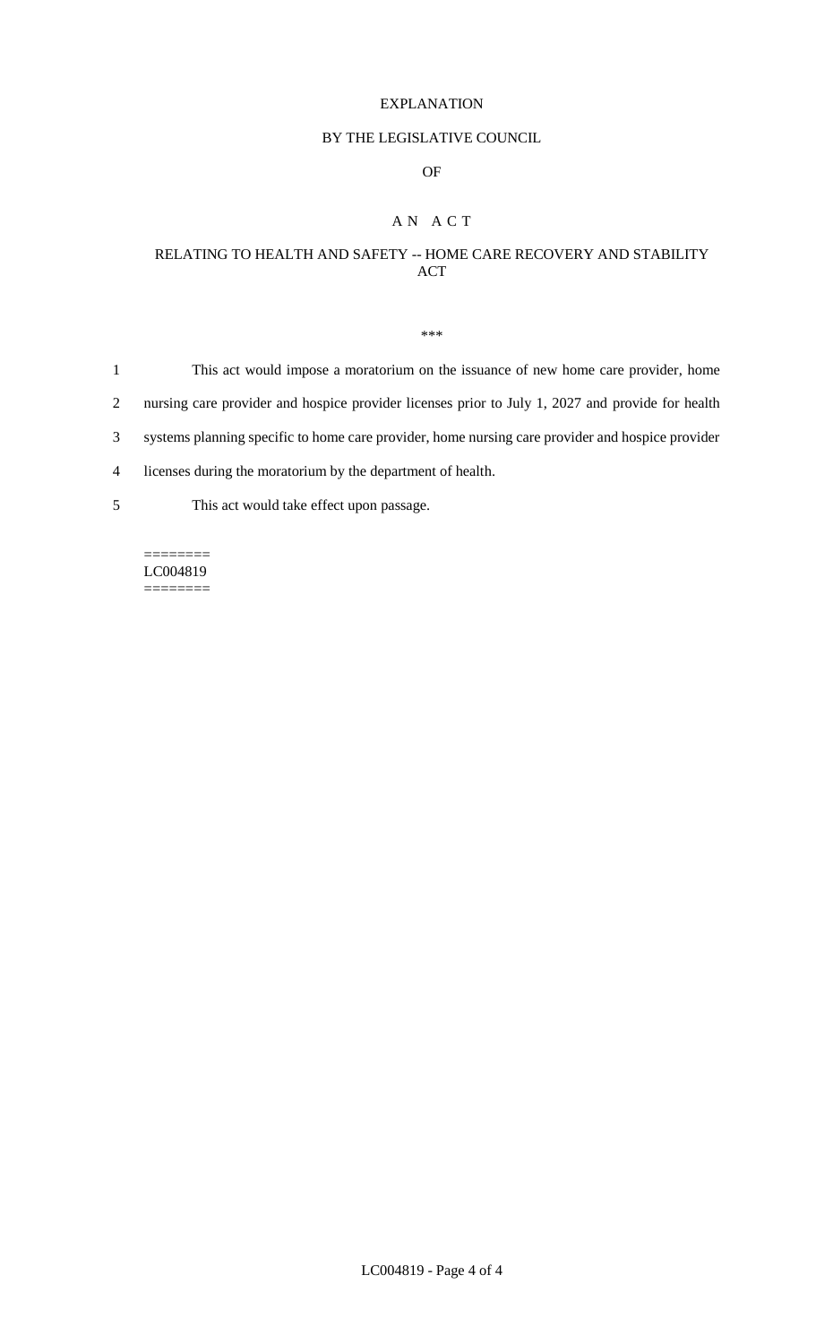EXPLANATION

BY THE LEGISLATIVE COUNCIL

OF

A N A C T

RELATING TO HEALTH AND SAFETY -- HOME CARE RECOVERY AND STABILITY ACT

\*\*\*

1 This act would impose a moratorium on the issuance of new home care provider, home
2 nursing care provider and hospice provider licenses prior to July 1, 2027 and provide for health
3 systems planning specific to home care provider, home nursing care provider and hospice provider
4 licenses during the moratorium by the department of health.
5 This act would take effect upon passage.

========
LC004819
========